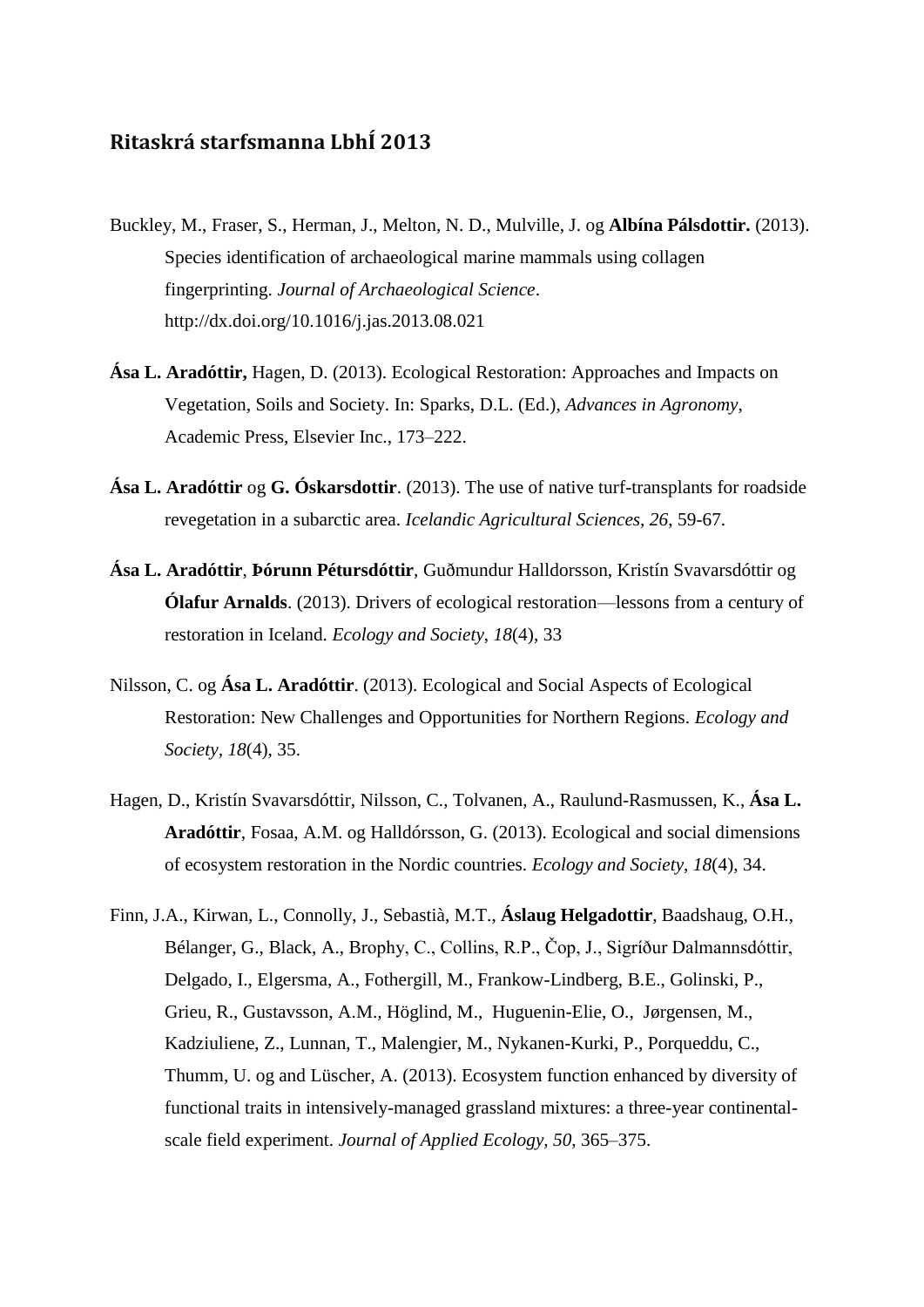## Ritaskrá starfsmanna LbhÍ 2013

Buckley, M., Fraser, S., Herman, J., Melton, N. D., Mulville, J. og **Albína Pálsdottir.** (2013). Species identification of archaeological marine mammals using collagen fingerprinting. *Journal of Archaeological Science*. http://dx.doi.org/10.1016/j.jas.2013.08.021

**Ása L. Aradóttir,** Hagen, D. (2013). Ecological Restoration: Approaches and Impacts on Vegetation, Soils and Society. In: Sparks, D.L. (Ed.), *Advances in Agronomy*, Academic Press, Elsevier Inc., 173–222.

**Ása L. Aradóttir** og **G. Óskarsdottir**. (2013). The use of native turf-transplants for roadside revegetation in a subarctic area. *Icelandic Agricultural Sciences, 26*, 59-67.

**Ása L. Aradóttir**, **Þórunn Pétursdóttir**, Guðmundur Halldorsson, Kristín Svavarsdóttir og **Ólafur Arnalds**. (2013). Drivers of ecological restoration—lessons from a century of restoration in Iceland. *Ecology and Society*, *18*(4), 33

Nilsson, C. og **Ása L. Aradóttir**. (2013). Ecological and Social Aspects of Ecological Restoration: New Challenges and Opportunities for Northern Regions. *Ecology and Society*, *18*(4), 35.

Hagen, D., Kristín Svavarsdóttir, Nilsson, C., Tolvanen, A., Raulund-Rasmussen, K., **Ása L. Aradóttir**, Fosaa, A.M. og Halldórsson, G. (2013). Ecological and social dimensions of ecosystem restoration in the Nordic countries. *Ecology and Society*, *18*(4), 34.

Finn, J.A., Kirwan, L., Connolly, J., Sebastià, M.T., **Áslaug Helgadottir**, Baadshaug, O.H., Bélanger, G., Black, A., Brophy, C., Collins, R.P., Čop, J., Sigríður Dalmannsdóttir, Delgado, I., Elgersma, A., Fothergill, M., Frankow-Lindberg, B.E., Golinski, P., Grieu, R., Gustavsson, A.M., Höglind, M., Huguenin-Elie, O., Jørgensen, M., Kadziuliene, Z., Lunnan, T., Malengier, M., Nykanen-Kurki, P., Porqueddu, C., Thumm, U. og and Lüscher, A. (2013). Ecosystem function enhanced by diversity of functional traits in intensively-managed grassland mixtures: a three-year continental-scale field experiment. *Journal of Applied Ecology*, *50*, 365–375.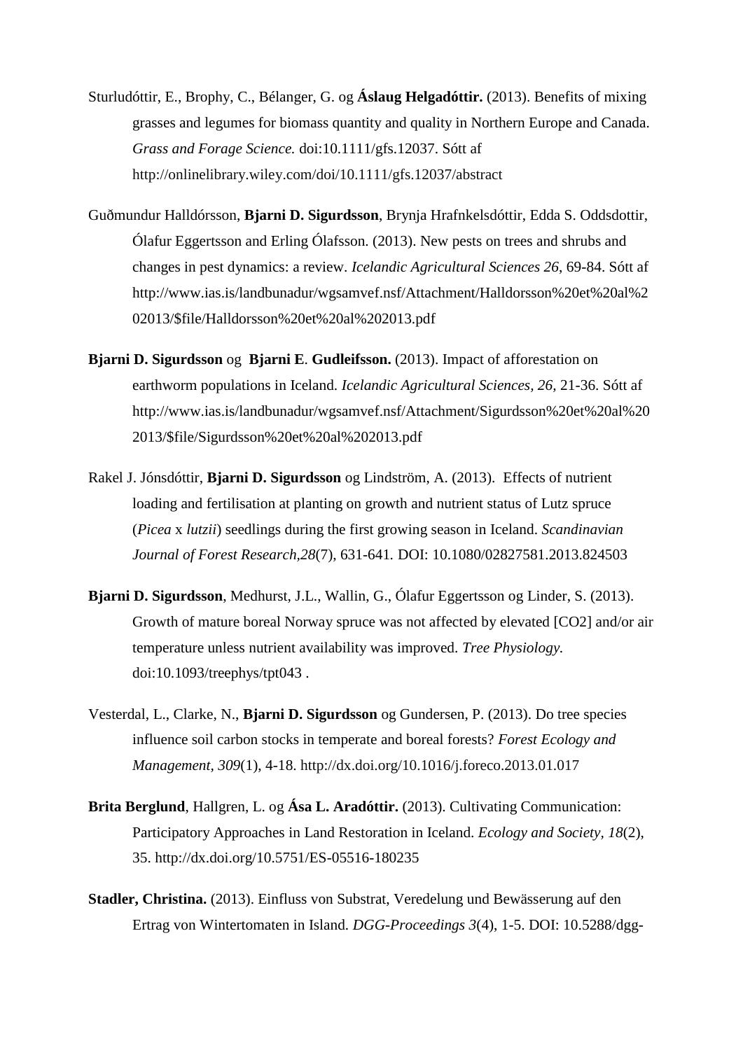Sturludóttir, E., Brophy, C., Bélanger, G. og **Áslaug Helgadóttir.** (2013). Benefits of mixing grasses and legumes for biomass quantity and quality in Northern Europe and Canada. *Grass and Forage Science.* doi:10.1111/gfs.12037. Sótt af http://onlinelibrary.wiley.com/doi/10.1111/gfs.12037/abstract

Guðmundur Halldórsson, **Bjarni D. Sigurdsson**, Brynja Hrafnkelsdóttir, Edda S. Oddsdottir, Ólafur Eggertsson and Erling Ólafsson. (2013). New pests on trees and shrubs and changes in pest dynamics: a review. *Icelandic Agricultural Sciences 26*, 69-84. Sótt af http://www.ias.is/landbunadur/wgsamvef.nsf/Attachment/Halldorsson%20et%20al%202013/$file/Halldorsson%20et%20al%202013.pdf

**Bjarni D. Sigurdsson** og **Bjarni E. Gudleifsson.** (2013). Impact of afforestation on earthworm populations in Iceland. *Icelandic Agricultural Sciences, 26,* 21-36. Sótt af http://www.ias.is/landbunadur/wgsamvef.nsf/Attachment/Sigurdsson%20et%20al%202013/$file/Sigurdsson%20et%20al%202013.pdf

Rakel J. Jónsdóttir, **Bjarni D. Sigurdsson** og Lindström, A. (2013). Effects of nutrient loading and fertilisation at planting on growth and nutrient status of Lutz spruce (*Picea* x *lutzii*) seedlings during the first growing season in Iceland. *Scandinavian Journal of Forest Research,28*(7), 631-641. DOI: 10.1080/02827581.2013.824503

**Bjarni D. Sigurdsson**, Medhurst, J.L., Wallin, G., Ólafur Eggertsson og Linder, S. (2013). Growth of mature boreal Norway spruce was not affected by elevated [CO2] and/or air temperature unless nutrient availability was improved. *Tree Physiology.* doi:10.1093/treephys/tpt043 .

Vesterdal, L., Clarke, N., **Bjarni D. Sigurdsson** og Gundersen, P. (2013). Do tree species influence soil carbon stocks in temperate and boreal forests? *Forest Ecology and Management, 309*(1), 4-18. http://dx.doi.org/10.1016/j.foreco.2013.01.017

**Brita Berglund**, Hallgren, L. og **Ása L. Aradóttir.** (2013). Cultivating Communication: Participatory Approaches in Land Restoration in Iceland. *Ecology and Society, 18*(2), 35. http://dx.doi.org/10.5751/ES-05516-180235

**Stadler, Christina.** (2013). Einfluss von Substrat, Veredelung und Bewässerung auf den Ertrag von Wintertomaten in Island. *DGG-Proceedings 3*(4), 1-5. DOI: 10.5288/dgg-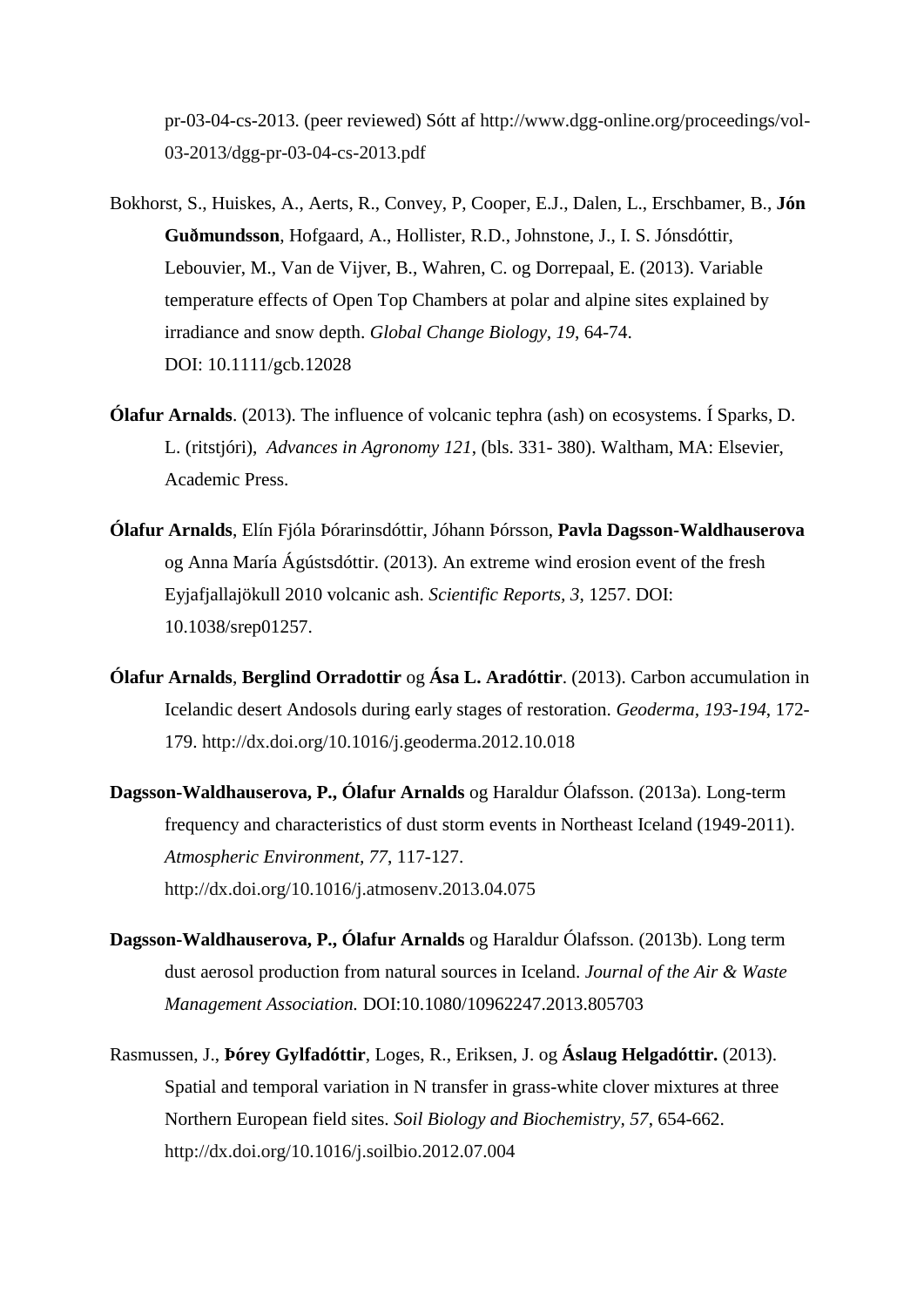pr-03-04-cs-2013. (peer reviewed) Sótt af http://www.dgg-online.org/proceedings/vol-03-2013/dgg-pr-03-04-cs-2013.pdf

Bokhorst, S., Huiskes, A., Aerts, R., Convey, P, Cooper, E.J., Dalen, L., Erschbamer, B., **Jón Guðmundsson**, Hofgaard, A., Hollister, R.D., Johnstone, J., I. S. Jónsdóttir, Lebouvier, M., Van de Vijver, B., Wahren, C. og Dorrepaal, E. (2013). Variable temperature effects of Open Top Chambers at polar and alpine sites explained by irradiance and snow depth. *Global Change Biology, 19*, 64-74. DOI: 10.1111/gcb.12028

**Ólafur Arnalds**. (2013). The influence of volcanic tephra (ash) on ecosystems. Í Sparks, D. L. (ritstjóri), *Advances in Agronomy 121*, (bls. 331- 380). Waltham, MA: Elsevier, Academic Press.

**Ólafur Arnalds**, Elín Fjóla Þórarinsdóttir, Jóhann Þórsson, **Pavla Dagsson-Waldhauserova** og Anna María Ágústsdóttir. (2013). An extreme wind erosion event of the fresh Eyjafjallajökull 2010 volcanic ash. *Scientific Reports, 3*, 1257. DOI: 10.1038/srep01257.

**Ólafur Arnalds**, **Berglind Orradottir** og **Ása L. Aradóttir**. (2013). Carbon accumulation in Icelandic desert Andosols during early stages of restoration. *Geoderma, 193-194*, 172-179. http://dx.doi.org/10.1016/j.geoderma.2012.10.018

**Dagsson-Waldhauserova, P., Ólafur Arnalds** og Haraldur Ólafsson. (2013a). Long-term frequency and characteristics of dust storm events in Northeast Iceland (1949-2011). *Atmospheric Environment, 77*, 117-127. http://dx.doi.org/10.1016/j.atmosenv.2013.04.075

**Dagsson-Waldhauserova, P., Ólafur Arnalds** og Haraldur Ólafsson. (2013b). Long term dust aerosol production from natural sources in Iceland. *Journal of the Air & Waste Management Association.* DOI:10.1080/10962247.2013.805703

Rasmussen, J., **Þórey Gylfadóttir**, Loges, R., Eriksen, J. og **Áslaug Helgadóttir.** (2013). Spatial and temporal variation in N transfer in grass-white clover mixtures at three Northern European field sites. *Soil Biology and Biochemistry, 57*, 654-662. http://dx.doi.org/10.1016/j.soilbio.2012.07.004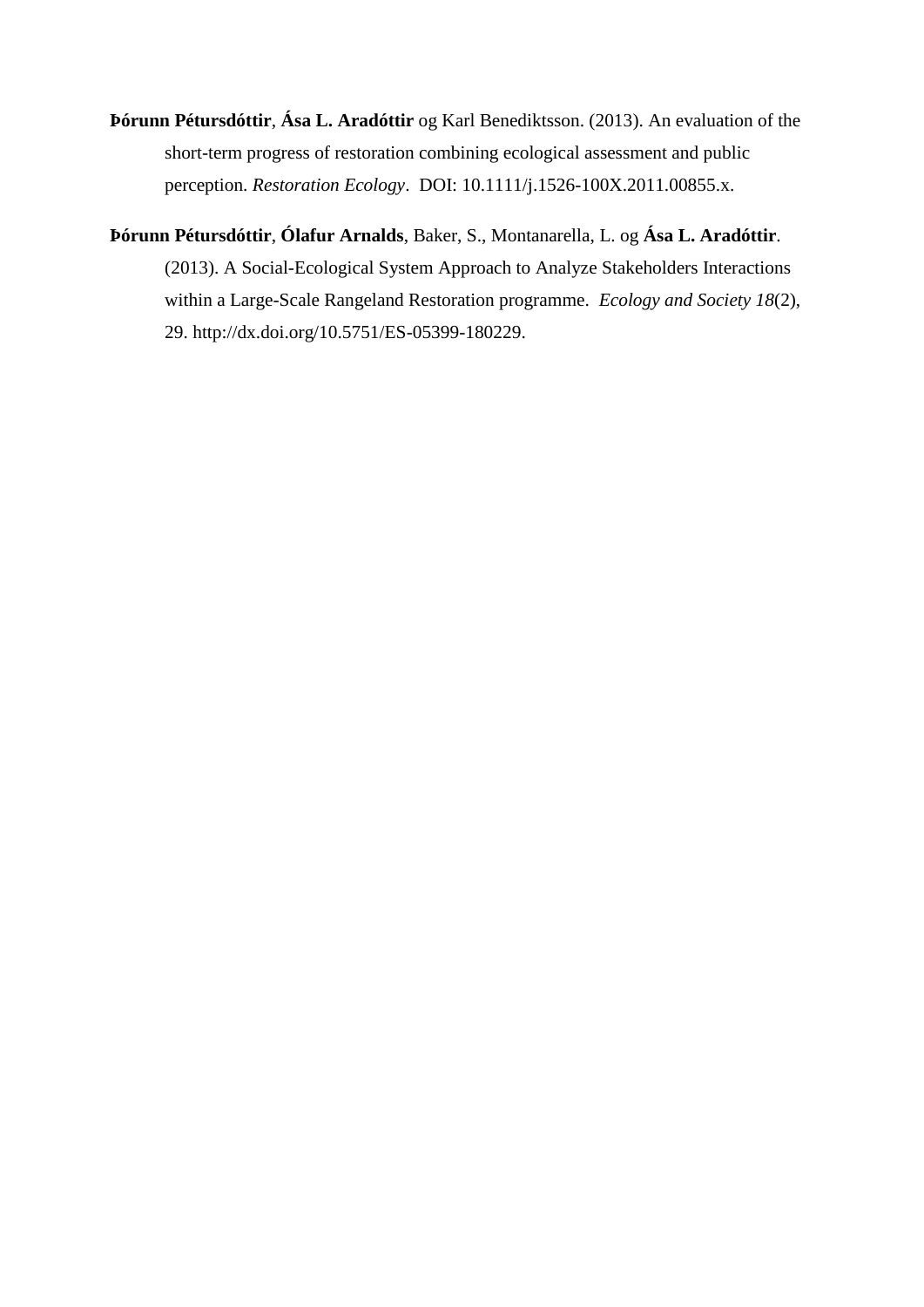**Þórunn Pétursdóttir**, **Ása L. Aradóttir** og Karl Benediktsson. (2013). An evaluation of the short-term progress of restoration combining ecological assessment and public perception. *Restoration Ecology*. DOI: 10.1111/j.1526-100X.2011.00855.x.

**Þórunn Pétursdóttir**, **Ólafur Arnalds**, Baker, S., Montanarella, L. og **Ása L. Aradóttir**. (2013). A Social-Ecological System Approach to Analyze Stakeholders Interactions within a Large-Scale Rangeland Restoration programme. *Ecology and Society 18*(2), 29. http://dx.doi.org/10.5751/ES-05399-180229.